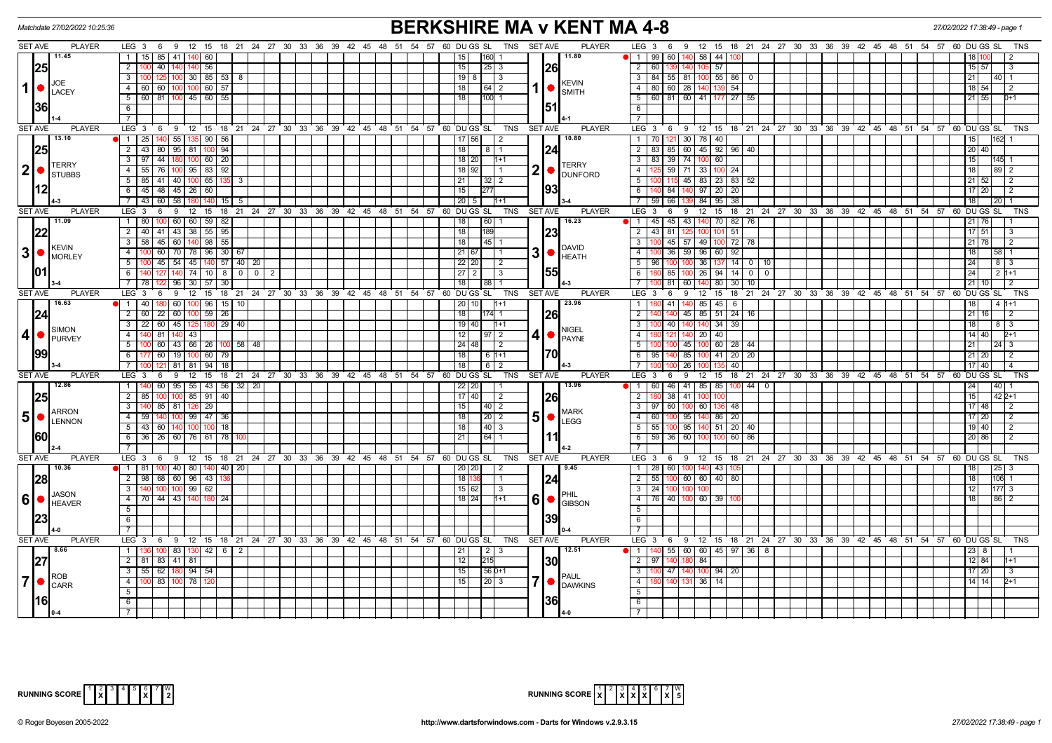Matchdate 27/02/2022 10:25:36

# BERKSHIRE MA v KENT MA 4-8

27/02/2022 17:38:49 - page 1

| SET AVE | PLAYER | LEG | 3 | 6 | 9 | 12 | 15 | 18 | 21 | 24 | DU | GS | SL | TNS | SET AVE | PLAYER | LEG | 3 | 6 | 9 | 12 | 15 | 18 | 21 | 24 | DU | GS | SL | TNS |
|---|---|---|---|---|---|---|---|---|---|---|---|---|---|---|---|---|---|---|---|---|---|---|---|---|---|---|---|---|---|
| 11.45 | 1 JOE LACEY | 1 | 15 | 85 | 41 | 140 | 60 | | | | | 15 | 160 | 1 | 11.80 | 1 KEVIN SMITH | 1 | 99 | 60 | 140 | 58 | 44 | 100 | | | 18 | 100 | | 2 |
| 25 | | 2 | 100 | 40 | 140 | 140 | 56 | | | | | 15 | 25 | 3 | 26 | | 2 | 60 | 139 | 140 | 105 | 57 | | | | 15 | 57 | | 3 |
| | | 3 | 100 | 125 | 100 | 30 | 85 | 53 | 8 | | 19 | 8 | | 3 | | | 3 | 84 | 55 | 81 | 100 | 55 | 86 | 0 | | 21 | | 40 | 1 |
| | | 4 | 60 | 60 | 100 | 100 | 60 | 57 | | | | 18 | 64 | 2 | | | 4 | 80 | 60 | 28 | 140 | 139 | 54 | | | 18 | 54 | | 2 |
| 36 | | 5 | 60 | 81 | 100 | 45 | 60 | 55 | | | | 18 | 100 | 1 | 51 | | 5 | 60 | 81 | 60 | 41 | 177 | 27 | 55 | | 21 | 55 | | 0+1 |
| | 1-4 | | | | | | | | | | | | | | | 4-1 | | | | | | | | | | | | | |
| 13.10 | 2 TERRY STUBBS | 1 | 25 | 140 | 55 | 135 | 90 | 56 | | | 17 | 56 | | 2 | 10.80 | 2 TERRY DUNFORD | 1 | 70 | 121 | 30 | 78 | 40 | | | | 15 | | 162 | 1 |
| 25 | | 2 | 43 | 80 | 95 | 81 | 100 | 94 | | | | 18 | 8 | 1 | 24 | | 2 | 83 | 85 | 60 | 45 | 92 | 96 | 40 | | 20 | 40 | | |
| | | 3 | 97 | 44 | 180 | 100 | 60 | 20 | | | 18 | 20 | | 1+1 | | | 3 | 83 | 39 | 74 | 100 | 60 | | | | 15 | | 145 | 1 |
| | | 4 | 55 | 76 | 100 | 95 | 83 | 92 | | | 18 | 92 | | 1 | | | 4 | 125 | 59 | 71 | 33 | 100 | 24 | | | 18 | | 89 | 2 |
| 12 | | 5 | 85 | 41 | 40 | 100 | 65 | 135 | 3 | | | 21 | 32 | 2 | 93 | | 5 | 100 | 115 | 45 | 83 | 23 | 83 | 52 | | 21 | 52 | | 2 |
| | | 6 | 45 | 48 | 45 | 26 | 60 | | | | | 15 | 277 | | | | 6 | 140 | 84 | 140 | 97 | 20 | 20 | | | 17 | 20 | | 2 |
| | 4-3 | 7 | 43 | 60 | 58 | 180 | 140 | 15 | 5 | | 20 | 5 | | 1+1 | | 3-4 | 7 | 59 | 66 | 139 | 84 | 95 | 38 | | | 18 | | 20 | 1 |
| 11.09 | 3 KEVIN MORLEY | 1 | 80 | 100 | 60 | 60 | 59 | 82 | | | | 18 | 60 | 1 | 16.23 | 3 DAVID HEATH | 1 | 45 | 45 | 43 | 140 | 70 | 82 | 76 | | 21 | 76 | | 1 |
| 22 | | 2 | 40 | 41 | 43 | 38 | 55 | 95 | | | | 18 | 189 | | 23 | | 2 | 43 | 81 | 125 | 100 | 101 | 51 | | | 17 | 51 | | 3 |
| | | 3 | 58 | 45 | 60 | 140 | 98 | 55 | | | | 18 | 45 | 1 | | | 3 | 100 | 45 | 57 | 49 | 100 | 72 | 78 | | 21 | 78 | | 2 |
| | | 4 | 100 | 60 | 70 | 78 | 96 | 30 | 67 | | 21 | 67 | | 1 | | | 4 | 100 | 36 | 59 | 96 | 60 | 92 | | | 18 | | 58 | 1 |
| 01 | | 5 | 100 | 45 | 54 | 45 | 140 | 57 | 40 | 20 | 22 | 20 | | 2 | 55 | | 5 | 96 | 100 | 100 | 36 | 137 | 14 | 0 | 10 | 24 | | 8 | 3 |
| | | 6 | 140 | 127 | 140 | 74 | 10 | 8 | 0 | 0 2 | 27 | 2 | | 3 | | | 6 | 180 | 85 | 100 | 26 | 94 | 14 | 0 | 0 | 24 | | 2 | 1+1 |
| | 3-4 | 7 | 78 | 122 | 96 | 30 | 57 | 30 | | | | 18 | 88 | 1 | | 4-3 | 7 | 100 | 81 | 60 | 140 | 80 | 30 | 10 | | 21 | 10 | | 2 |
| 16.63 | 4 SIMON PURVEY | 1 | 40 | 180 | 60 | 100 | 96 | 15 | 10 | | 20 | 10 | | 1+1 | 23.96 | 4 NIGEL PAYNE | 1 | 180 | 41 | 140 | 85 | 45 | 6 | | | 18 | | 4 | 1+1 |
| 24 | | 2 | 60 | 22 | 60 | 100 | 59 | 26 | | | | 18 | 174 | 1 | 26 | | 2 | 140 | 140 | 45 | 85 | 51 | 24 | 16 | | 21 | 16 | | 2 |
| | | 3 | 22 | 60 | 45 | 125 | 180 | 29 | 40 | | 19 | 40 | | 1+1 | | | 3 | 100 | 40 | 140 | 140 | 34 | 39 | | | 18 | | 8 | 3 |
| | | 4 | 140 | 81 | 140 | 43 | | | | | | 12 | 97 | 2 | | | 4 | 180 | 121 | 140 | 20 | 40 | | | | 14 | 40 | | 2+1 |
| 99 | | 5 | 100 | 60 | 43 | 66 | 26 | 100 | 58 | 48 | 24 | 48 | | 2 | 70 | | 5 | 100 | 100 | 45 | 100 | 60 | 28 | 44 | | 21 | | 24 | 3 |
| | | 6 | 177 | 60 | 19 | 100 | 60 | 79 | | | | 18 | 6 | 1+1 | | | 6 | 95 | 140 | 85 | 100 | 41 | 20 | 20 | | 21 | 20 | | 2 |
| | 3-4 | 7 | 100 | 121 | 81 | 81 | 94 | 18 | | | | 18 | 6 | 2 | | 4-3 | 7 | 100 | 100 | 26 | 100 | 135 | 40 | | | 17 | 40 | | 4 |
| 12.86 | 5 ARRON LENNON | 1 | 140 | 60 | 95 | 55 | 43 | 56 | 32 | 20 | 22 | 20 | | 1 | 13.96 | 5 MARK LEGG | 1 | 60 | 46 | 41 | 85 | 85 | 100 | 44 | 0 | 24 | | 40 | 1 |
| 25 | | 2 | 85 | 100 | 100 | 85 | 91 | 40 | | | 17 | 40 | | 2 | 26 | | 2 | 180 | 38 | 41 | 100 | 100 | | | | 15 | | 42 | 2+1 |
| | | 3 | 140 | 85 | 81 | 126 | 29 | | | | | 15 | 40 | 2 | | | 3 | 97 | 60 | 100 | 60 | 136 | 48 | | | 17 | 48 | | 2 |
| | | 4 | 59 | 140 | 100 | 99 | 47 | 36 | | | | 18 | 20 | 2 | | | 4 | 60 | 100 | 95 | 140 | 86 | 20 | | | 17 | 20 | | 2 |
| 60 | | 5 | 43 | 60 | 140 | 100 | 100 | 18 | | | | 18 | 40 | 3 | 11 | | 5 | 55 | 100 | 95 | 140 | 51 | 20 | 40 | | 19 | 40 | | 2 |
| | | 6 | 36 | 26 | 60 | 76 | 61 | 78 | 100 | | | 21 | 64 | 1 | | | 6 | 59 | 36 | 60 | 100 | 100 | 60 | 86 | | 20 | 86 | | 2 |
| | 2-4 | | | | | | | | | | | | | | | 4-2 | | | | | | | | | | | | | |
| 10.36 | 6 JASON HEAVER | 1 | 81 | 100 | 40 | 80 | 140 | 40 | 20 | | 20 | 20 | | 2 | 9.45 | 6 PHIL GIBSON | 1 | 28 | 60 | 100 | 140 | 43 | 105 | | | 18 | | 25 | 3 |
| 28 | | 2 | 98 | 68 | 60 | 96 | 43 | 136 | | | 18 | 136 | | 1 | 24 | | 2 | 55 | 100 | 60 | 60 | 40 | 80 | | | 18 | | 106 | 1 |
| | | 3 | 140 | 100 | 100 | 99 | 62 | | | | 15 | 62 | | 3 | | | 3 | 24 | 100 | 100 | 100 | | | | | 12 | | 177 | 3 |
| 23 | | 4 | 70 | 44 | 43 | 140 | 180 | 24 | | | 18 | 24 | | 1+1 | 39 | | 4 | 76 | 40 | 100 | 60 | 39 | 100 | | | 18 | | 86 | 2 |
| | 4-0 | | | | | | | | | | | | | | | 0-4 | | | | | | | | | | | | | |
| 8.66 | 7 ROB CARR | 1 | 136 | 100 | 83 | 130 | 42 | 6 | 2 | | | 21 | 2 | 3 | 12.51 | 7 PAUL DAWKINS | 1 | 140 | 55 | 60 | 60 | 45 | 97 | 36 | 8 | 23 | 8 | | 1 |
| 27 | | 2 | 81 | 83 | 41 | 81 | | | | | | 12 | 215 | | 30 | | 2 | 97 | 140 | 180 | 84 | | | | | 12 | 84 | | 1+1 |
| | | 3 | 55 | 62 | 180 | 94 | 54 | | | | | 15 | 56 | 0+1 | | | 3 | 100 | 47 | 140 | 100 | 94 | 20 | | | 17 | 20 | | 3 |
| 16 | | 4 | 100 | 83 | 100 | 78 | 120 | | | | | 15 | 20 | 3 | 36 | | 4 | 180 | 140 | 131 | 36 | 14 | | | | 14 | 14 | | 2+1 |
| | 0-4 | | | | | | | | | | | | | | | 4-0 | | | | | | | | | | | | | |

RUNNING SCORE (Berkshire): 1 X, 6 X, W 2

RUNNING SCORE (Kent): 1 X, 3 X, 4 X, 5 X, 7 X, W 5

© Roger Boyesen 2005-2022 http://www.dartsforwindows.com - Darts for Windows v.2.9.3.15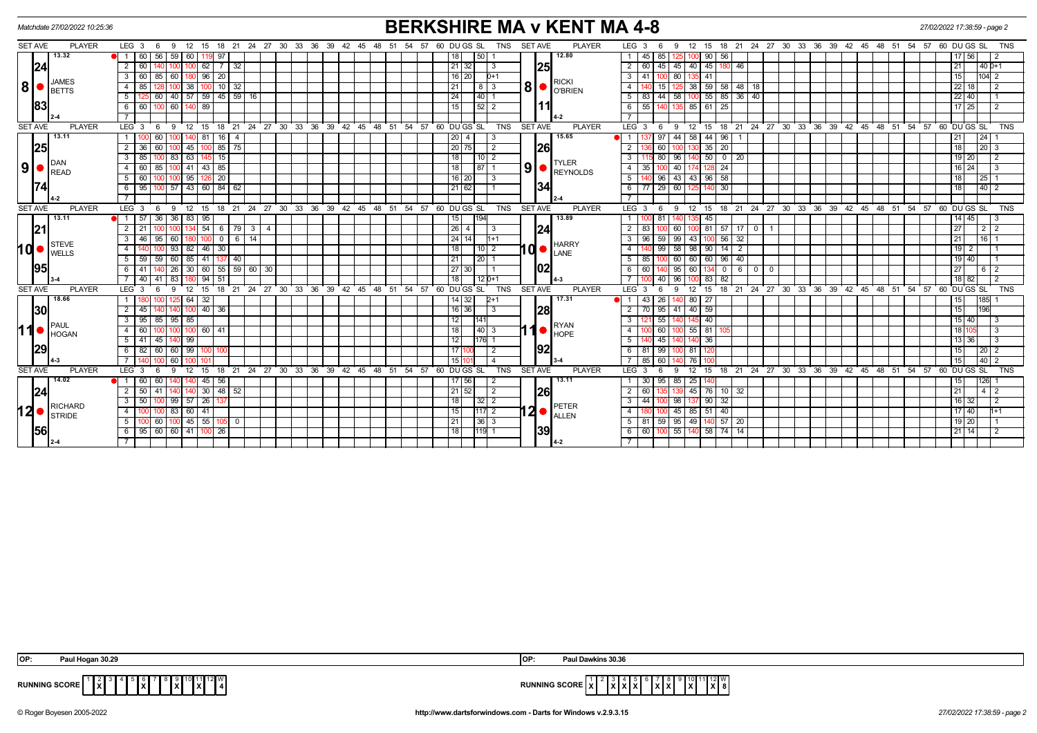Matchdate 27/02/2022 10:25:36

# BERKSHIRE MA v KENT MA 4-8

27/02/2022 17:38:59 - page 2

## Set 8: James Betts v Ricki O'Brien

| LEG | 3 | 6 | 9 | 12 | 15 | 18 | 21 | 24 | DU | GS | SL | TNS |
|---|---|---|---|---|---|---|---|---|---|---|---|---|
| 1 | 60 | 56 | 59 | 60 | 119 | 97 | | | 18 | | 50 | 1 |
| 2 | 60 | 140 | 100 | 100 | 62 | 7 | 32 | | 21 | 32 | | 3 |
| 3 | 60 | 85 | 60 | 180 | 96 | 20 | | | 16 | 20 | | 0+1 |
| 4 | 85 | 128 | 100 | 38 | 100 | 10 | 32 | | 21 | | 8 | 3 |
| 5 | 125 | 60 | 40 | 57 | 59 | 45 | 59 | 16 | 24 | | 40 | 1 |
| 6 | 60 | 100 | 60 | 140 | 89 | | | | 15 | | 52 | 2 |

James Betts: SET AVE 13.32, 24.83, 2-4

| LEG | 3 | 6 | 9 | 12 | 15 | 18 | 21 | 24 | DU | GS | SL | TNS |
|---|---|---|---|---|---|---|---|---|---|---|---|---|
| 1 | 45 | 85 | 125 | 100 | 90 | 56 | | | 17 | 56 | | 2 |
| 2 | 60 | 45 | 45 | 40 | 45 | 180 | 46 | | 21 | | 40 | 0+1 |
| 3 | 41 | 100 | 80 | 135 | 41 | | | | 15 | | 104 | 2 |
| 4 | 140 | 15 | 125 | 38 | 59 | 58 | 48 | 18 | 22 | 18 | | 2 |
| 5 | 83 | 44 | 58 | 100 | 55 | 85 | 36 | 40 | 22 | 40 | | 1 |
| 6 | 55 | 140 | 135 | 85 | 61 | 25 | | | 17 | 25 | | 2 |

Ricki O'Brien: SET AVE 12.80, 25.11, 4-2

## Set 9: Dan Read v Tyler Reynolds

| LEG | 3 | 6 | 9 | 12 | 15 | 18 | 21 | DU | GS | SL | TNS |
|---|---|---|---|---|---|---|---|---|---|---|---|
| 1 | 100 | 60 | 100 | 140 | 81 | 16 | 4 | 20 | 4 | | 3 |
| 2 | 36 | 60 | 100 | 45 | 100 | 85 | 75 | 20 | 75 | | 2 |
| 3 | 85 | 100 | 83 | 63 | 145 | 15 | | 18 | | 10 | 2 |
| 4 | 60 | 85 | 100 | 41 | 43 | 85 | | 18 | | 87 | 1 |
| 5 | 60 | 100 | 100 | 95 | 126 | 20 | | 16 | 20 | | 3 |
| 6 | 95 | 100 | 57 | 43 | 60 | 84 | 62 | 21 | 62 | | 1 |

Dan Read: SET AVE 13.11, 25.74, 4-2

| LEG | 3 | 6 | 9 | 12 | 15 | 18 | 21 | DU | GS | SL | TNS |
|---|---|---|---|---|---|---|---|---|---|---|---|
| 1 | 137 | 97 | 44 | 58 | 44 | 96 | 1 | 21 | | 24 | 1 |
| 2 | 136 | 60 | 100 | 130 | 35 | 20 | | 18 | | 20 | 3 |
| 3 | 115 | 80 | 96 | 140 | 50 | 0 | 20 | 19 | 20 | | 2 |
| 4 | 35 | 100 | 40 | 174 | 128 | 24 | | 16 | 24 | | 3 |
| 5 | 140 | 96 | 43 | 43 | 96 | 58 | | 18 | | 25 | 1 |
| 6 | 77 | 29 | 60 | 125 | 140 | 30 | | 18 | | 40 | 2 |

Tyler Reynolds: SET AVE 15.65, 26.34, 2-4

## Set 10: Steve Wells v Harry Lane

| LEG | 3 | 6 | 9 | 12 | 15 | 18 | 21 | 24 | 27 | DU | GS | SL | TNS |
|---|---|---|---|---|---|---|---|---|---|---|---|---|---|
| 1 | 57 | 36 | 36 | 83 | 95 | | | | | 15 | | 194 | |
| 2 | 21 | 100 | 100 | 134 | 54 | 6 | 79 | 3 | 4 | 26 | 4 | | 3 |
| 3 | 46 | 95 | 60 | 180 | 100 | 0 | 6 | 14 | | 24 | 14 | | 1+1 |
| 4 | 140 | 100 | 93 | 82 | 46 | 30 | | | | 18 | | 10 | 2 |
| 5 | 59 | 59 | 60 | 85 | 41 | 137 | 40 | | | 21 | | 20 | 1 |
| 6 | 41 | 140 | 26 | 30 | 60 | 55 | 59 | 60 | 30 | 27 | 30 | | 1 |
| 7 | 40 | 41 | 83 | 180 | 94 | 51 | | | | 18 | | 12 | 0+1 |

Steve Wells: SET AVE 13.11, 21.95, 3-4

| LEG | 3 | 6 | 9 | 12 | 15 | 18 | 21 | 24 | 27 | DU | GS | SL | TNS |
|---|---|---|---|---|---|---|---|---|---|---|---|---|---|
| 1 | 100 | 81 | 140 | 135 | 45 | | | | | 14 | 45 | | 3 |
| 2 | 83 | 100 | 60 | 100 | 81 | 57 | 17 | 0 | 1 | 27 | | 2 | 2 |
| 3 | 96 | 59 | 99 | 43 | 100 | 56 | 32 | | | 21 | | 16 | 1 |
| 4 | 140 | 99 | 58 | 98 | 90 | 14 | 2 | | | 19 | 2 | | 1 |
| 5 | 85 | 100 | 60 | 60 | 60 | 96 | 40 | | | 19 | 40 | | 1 |
| 6 | 60 | 140 | 95 | 60 | 134 | 0 | 6 | 0 | 0 | 27 | | 6 | 2 |
| 7 | 100 | 40 | 96 | 100 | 83 | 82 | | | | 18 | 82 | | 2 |

Harry Lane: SET AVE 13.89, 24.02, 4-3

## Set 11: Paul Hogan v Ryan Hope

| LEG | 3 | 6 | 9 | 12 | 15 | 18 | DU | GS | SL | TNS |
|---|---|---|---|---|---|---|---|---|---|---|
| 1 | 180 | 100 | 125 | 64 | 32 | | 14 | 32 | | 2+1 |
| 2 | 45 | 140 | 140 | 100 | 40 | 36 | 16 | 36 | | 3 |
| 3 | 95 | 85 | 95 | 85 | | | 12 | | 141 | |
| 4 | 60 | 100 | 100 | 100 | 60 | 41 | 18 | | 40 | 3 |
| 5 | 41 | 45 | 140 | 99 | | | 12 | | 176 | 1 |
| 6 | 82 | 60 | 60 | 99 | 100 | 100 | 17 | 100 | | 2 |
| 7 | 140 | 100 | 60 | 100 | 101 | | 15 | 101 | | 4 |

Paul Hogan: SET AVE 18.66, 30.29, 4-3

| LEG | 3 | 6 | 9 | 12 | 15 | 18 | DU | GS | SL | TNS |
|---|---|---|---|---|---|---|---|---|---|---|
| 1 | 43 | 26 | 140 | 80 | 27 | | 15 | | 185 | 1 |
| 2 | 70 | 95 | 41 | 40 | 59 | | 15 | | 196 | |
| 3 | 121 | 55 | 140 | 145 | 40 | | 15 | 40 | | 3 |
| 4 | 100 | 60 | 100 | 55 | 81 | 105 | 18 | 105 | | 3 |
| 5 | 140 | 45 | 140 | 140 | 36 | | 13 | 36 | | 3 |
| 6 | 81 | 99 | 100 | 81 | 120 | | 15 | | 20 | 2 |
| 7 | 85 | 60 | 140 | 76 | 100 | | 15 | | 40 | 2 |

Ryan Hope: SET AVE 17.31, 28.92, 3-4

## Set 12: Richard Stride v Peter Allen

| LEG | 3 | 6 | 9 | 12 | 15 | 18 | 21 | DU | GS | SL | TNS |
|---|---|---|---|---|---|---|---|---|---|---|---|
| 1 | 60 | 60 | 140 | 140 | 45 | 56 | | 17 | 56 | | 2 |
| 2 | 50 | 41 | 140 | 140 | 30 | 48 | 52 | 21 | 52 | | 2 |
| 3 | 50 | 100 | 99 | 57 | 26 | 137 | | 18 | | 32 | 2 |
| 4 | 100 | 100 | 83 | 60 | 41 | | | 15 | | 117 | 2 |
| 5 | 100 | 60 | 100 | 45 | 55 | 105 | 0 | 21 | | 36 | 3 |
| 6 | 95 | 60 | 60 | 41 | 100 | 26 | | 18 | | 119 | 1 |

Richard Stride: SET AVE 14.02, 24.56, 2-4

| LEG | 3 | 6 | 9 | 12 | 15 | 18 | 21 | DU | GS | SL | TNS |
|---|---|---|---|---|---|---|---|---|---|---|---|
| 1 | 30 | 95 | 85 | 25 | 140 | | | 15 | | 126 | 1 |
| 2 | 60 | 135 | 139 | 45 | 76 | 10 | 32 | 21 | | 4 | 2 |
| 3 | 44 | 100 | 98 | 137 | 90 | 32 | | 16 | 32 | | 2 |
| 4 | 180 | 100 | 45 | 85 | 51 | 40 | | 17 | 40 | | 1+1 |
| 5 | 81 | 59 | 95 | 49 | 140 | 57 | 20 | 19 | 20 | | 1 |
| 6 | 60 | 100 | 55 | 140 | 58 | 74 | 14 | 21 | 14 | | 2 |

Peter Allen: SET AVE 13.11, 26.39, 4-2

**OP:** Paul Hogan 30.29

**OP:** Paul Dawkins 30.36

RUNNING SCORE (Berkshire MA)

| 1 | 2 | 3 | 4 | 5 | 6 | 7 | 8 | 9 | 10 | 11 | 12 | W |
|---|---|---|---|---|---|---|---|---|---|---|---|---|
| | X | | | | X | | | X | | X | | 4 |

RUNNING SCORE (Kent MA)

| 1 | 2 | 3 | 4 | 5 | 6 | 7 | 8 | 9 | 10 | 11 | 12 | W |
|---|---|---|---|---|---|---|---|---|---|---|---|---|
| X | | X | X | X | | X | X | | X | | X | 8 |

© Roger Boyesen 2005-2022 http://www.dartsforwindows.com - Darts for Windows v.2.9.3.15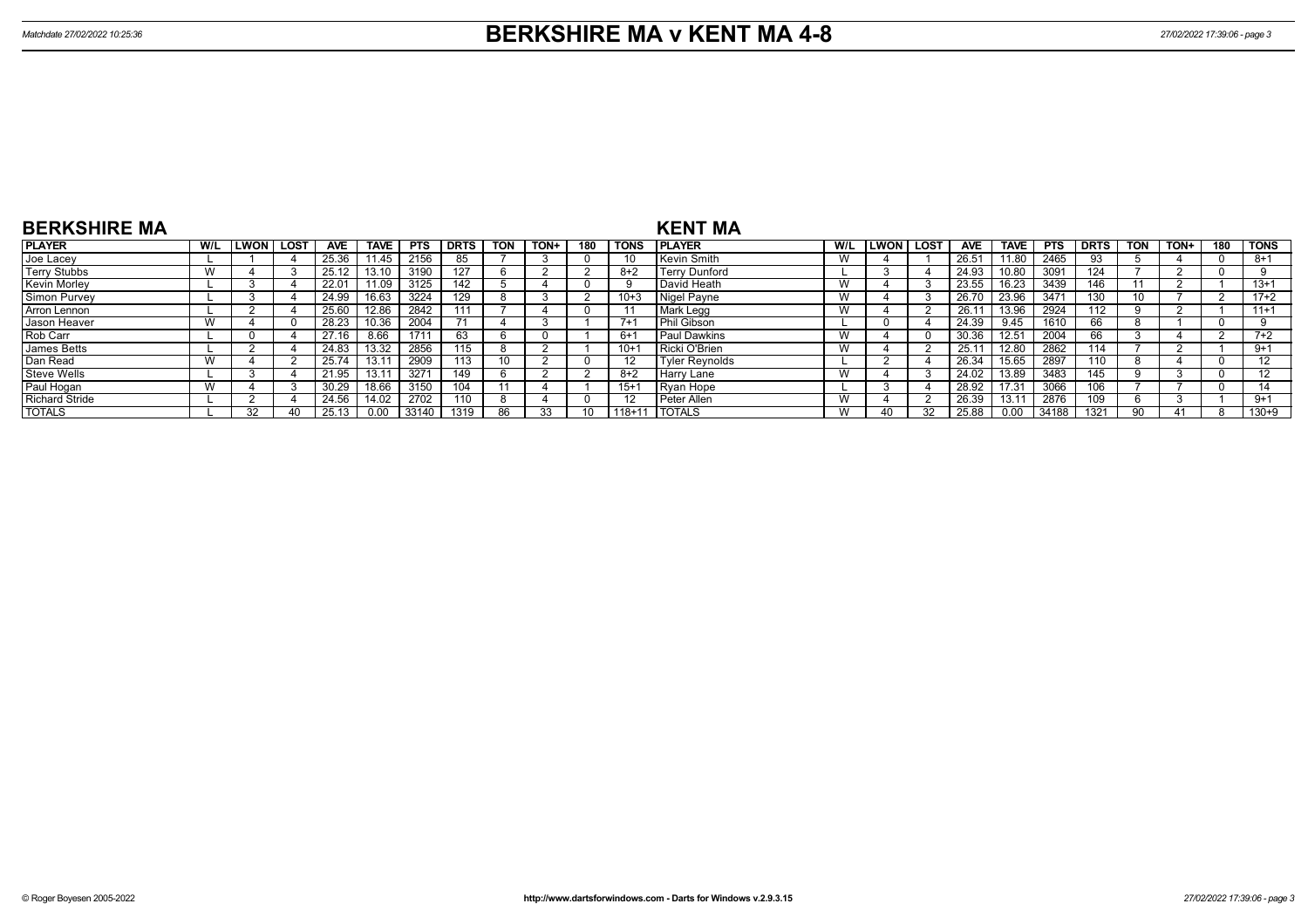# BERKSHIRE MA v KENT MA 4-8

Matchdate 27/02/2022 10:25:36

## BERKSHIRE MA

| PLAYER | W/L | LWON | LOST | AVE | TAVE | PTS | DRTS | TON | TON+ | 180 | TONS |
|---|---|---|---|---|---|---|---|---|---|---|---|
| Joe Lacey | L | 1 | 4 | 25.36 | 11.45 | 2156 | 85 | 7 | 3 | 0 | 10 |
| Terry Stubbs | W | 4 | 3 | 25.12 | 13.10 | 3190 | 127 | 6 | 2 | 2 | 8+2 |
| Kevin Morley | L | 3 | 4 | 22.01 | 11.09 | 3125 | 142 | 5 | 4 | 0 | 9 |
| Simon Purvey | L | 3 | 4 | 24.99 | 16.63 | 3224 | 129 | 8 | 3 | 2 | 10+3 |
| Arron Lennon | L | 2 | 4 | 25.60 | 12.86 | 2842 | 111 | 7 | 4 | 0 | 11 |
| Jason Heaver | W | 4 | 0 | 28.23 | 10.36 | 2004 | 71 | 4 | 3 | 1 | 7+1 |
| Rob Carr | L | 0 | 4 | 27.16 | 8.66 | 1711 | 63 | 6 | 0 | 1 | 6+1 |
| James Betts | L | 2 | 4 | 24.83 | 13.32 | 2856 | 115 | 8 | 2 | 1 | 10+1 |
| Dan Read | W | 4 | 2 | 25.74 | 13.11 | 2909 | 113 | 10 | 2 | 0 | 12 |
| Steve Wells | L | 3 | 4 | 21.95 | 13.11 | 3271 | 149 | 6 | 2 | 2 | 8+2 |
| Paul Hogan | W | 4 | 3 | 30.29 | 18.66 | 3150 | 104 | 11 | 4 | 1 | 15+1 |
| Richard Stride | L | 2 | 4 | 24.56 | 14.02 | 2702 | 110 | 8 | 4 | 0 | 12 |
| TOTALS | L | 32 | 40 | 25.13 | 0.00 | 33140 | 1319 | 86 | 33 | 10 | 118+11 |

## KENT MA

| PLAYER | W/L | LWON | LOST | AVE | TAVE | PTS | DRTS | TON | TON+ | 180 | TONS |
|---|---|---|---|---|---|---|---|---|---|---|---|
| Kevin Smith | W | 4 | 1 | 26.51 | 11.80 | 2465 | 93 | 5 | 4 | 0 | 8+1 |
| Terry Dunford | L | 3 | 4 | 24.93 | 10.80 | 3091 | 124 | 7 | 2 | 0 | 9 |
| David Heath | W | 4 | 3 | 23.55 | 16.23 | 3439 | 146 | 11 | 2 | 1 | 13+1 |
| Nigel Payne | W | 4 | 3 | 26.70 | 23.96 | 3471 | 130 | 10 | 7 | 2 | 17+2 |
| Mark Legg | W | 4 | 2 | 26.11 | 13.96 | 2924 | 112 | 9 | 2 | 1 | 11+1 |
| Phil Gibson | L | 0 | 4 | 24.39 | 9.45 | 1610 | 66 | 8 | 1 | 0 | 9 |
| Paul Dawkins | W | 4 | 0 | 30.36 | 12.51 | 2004 | 66 | 3 | 4 | 2 | 7+2 |
| Ricki O'Brien | W | 4 | 2 | 25.11 | 12.80 | 2862 | 114 | 7 | 2 | 1 | 9+1 |
| Tyler Reynolds | L | 2 | 4 | 26.34 | 15.65 | 2897 | 110 | 8 | 4 | 0 | 12 |
| Harry Lane | W | 4 | 3 | 24.02 | 13.89 | 3483 | 145 | 9 | 3 | 0 | 12 |
| Ryan Hope | L | 3 | 4 | 28.92 | 17.31 | 3066 | 106 | 7 | 7 | 0 | 14 |
| Peter Allen | W | 4 | 2 | 26.39 | 13.11 | 2876 | 109 | 6 | 3 | 1 | 9+1 |
| TOTALS | W | 40 | 32 | 25.88 | 0.00 | 34188 | 1321 | 90 | 41 | 8 | 130+9 |